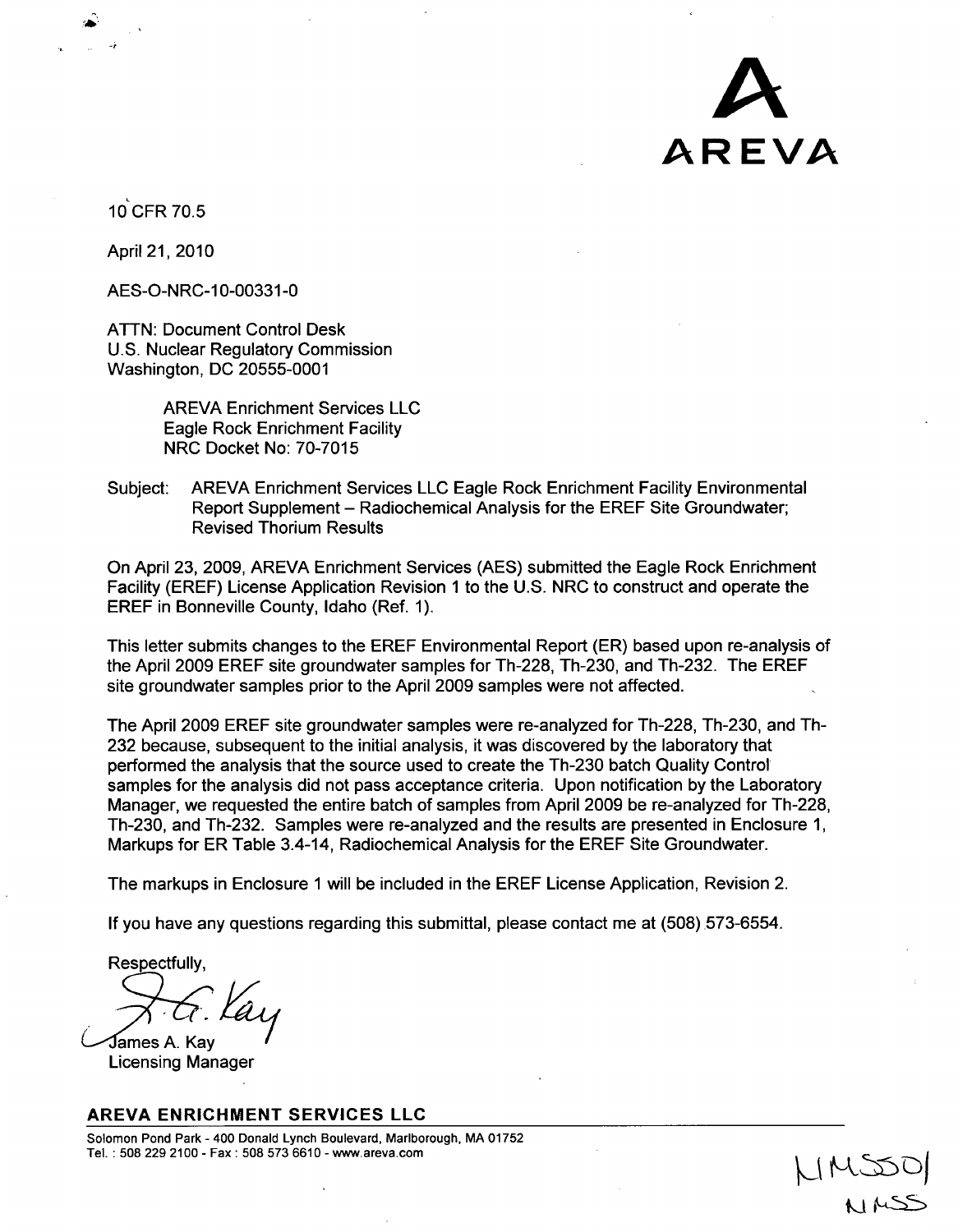AREVA

10 CFR 70.5

April 21, 2010

AES-O-NRC-10-00331-0

ATTN: Document Control Desk
U.S. Nuclear Regulatory Commission
Washington, DC 20555-0001

AREVA Enrichment Services LLC
Eagle Rock Enrichment Facility
NRC Docket No: 70-7015

Subject: AREVA Enrichment Services LLC Eagle Rock Enrichment Facility Environmental Report Supplement – Radiochemical Analysis for the EREF Site Groundwater; Revised Thorium Results

On April 23, 2009, AREVA Enrichment Services (AES) submitted the Eagle Rock Enrichment Facility (EREF) License Application Revision 1 to the U.S. NRC to construct and operate the EREF in Bonneville County, Idaho (Ref. 1).

This letter submits changes to the EREF Environmental Report (ER) based upon re-analysis of the April 2009 EREF site groundwater samples for Th-228, Th-230, and Th-232. The EREF site groundwater samples prior to the April 2009 samples were not affected.

The April 2009 EREF site groundwater samples were re-analyzed for Th-228, Th-230, and Th-232 because, subsequent to the initial analysis, it was discovered by the laboratory that performed the analysis that the source used to create the Th-230 batch Quality Control samples for the analysis did not pass acceptance criteria. Upon notification by the Laboratory Manager, we requested the entire batch of samples from April 2009 be re-analyzed for Th-228, Th-230, and Th-232. Samples were re-analyzed and the results are presented in Enclosure 1, Markups for ER Table 3.4-14, Radiochemical Analysis for the EREF Site Groundwater.

The markups in Enclosure 1 will be included in the EREF License Application, Revision 2.

If you have any questions regarding this submittal, please contact me at (508) 573-6554.

Respectfully,

James A. Kay
Licensing Manager

**AREVA ENRICHMENT SERVICES LLC**

Solomon Pond Park - 400 Donald Lynch Boulevard, Marlborough, MA 01752
Tel. : 508 229 2100 - Fax : 508 573 6610 - www.areva.com

NMSS01
NMSS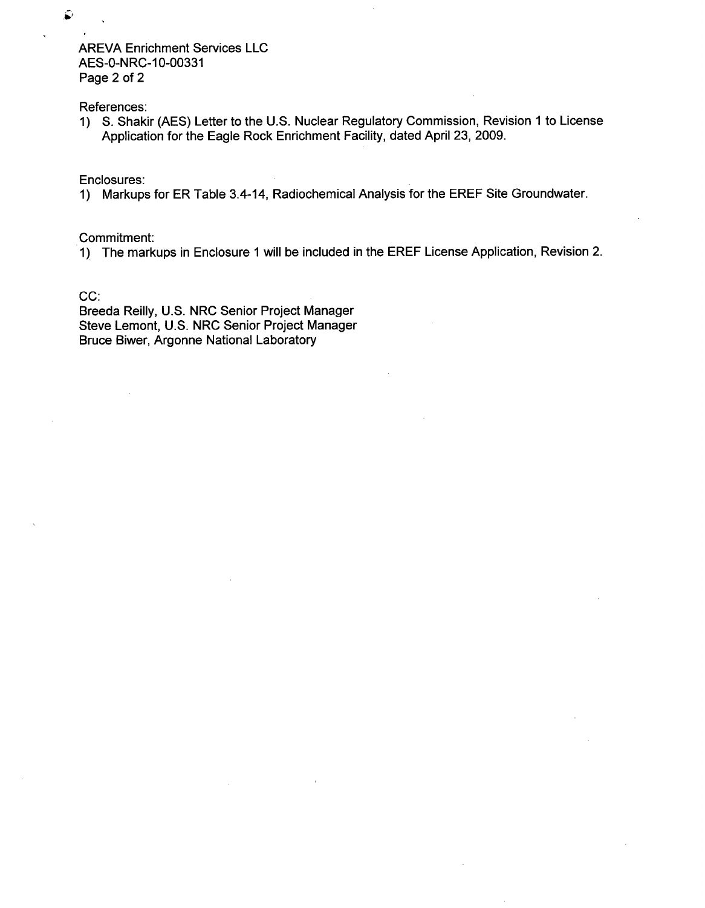References:

1) S. Shakir (AES) Letter to the U.S. Nuclear Regulatory Commission, Revision 1 to License Application for the Eagle Rock Enrichment Facility, dated April 23, 2009.

Enclosures:

1) Markups for ER Table 3.4-14, Radiochemical Analysis for the EREF Site Groundwater.

Commitment:

1) The markups in Enclosure 1 will be included in the EREF License Application, Revision 2.

CC:
Breeda Reilly, U.S. NRC Senior Project Manager
Steve Lemont, U.S. NRC Senior Project Manager
Bruce Biwer, Argonne National Laboratory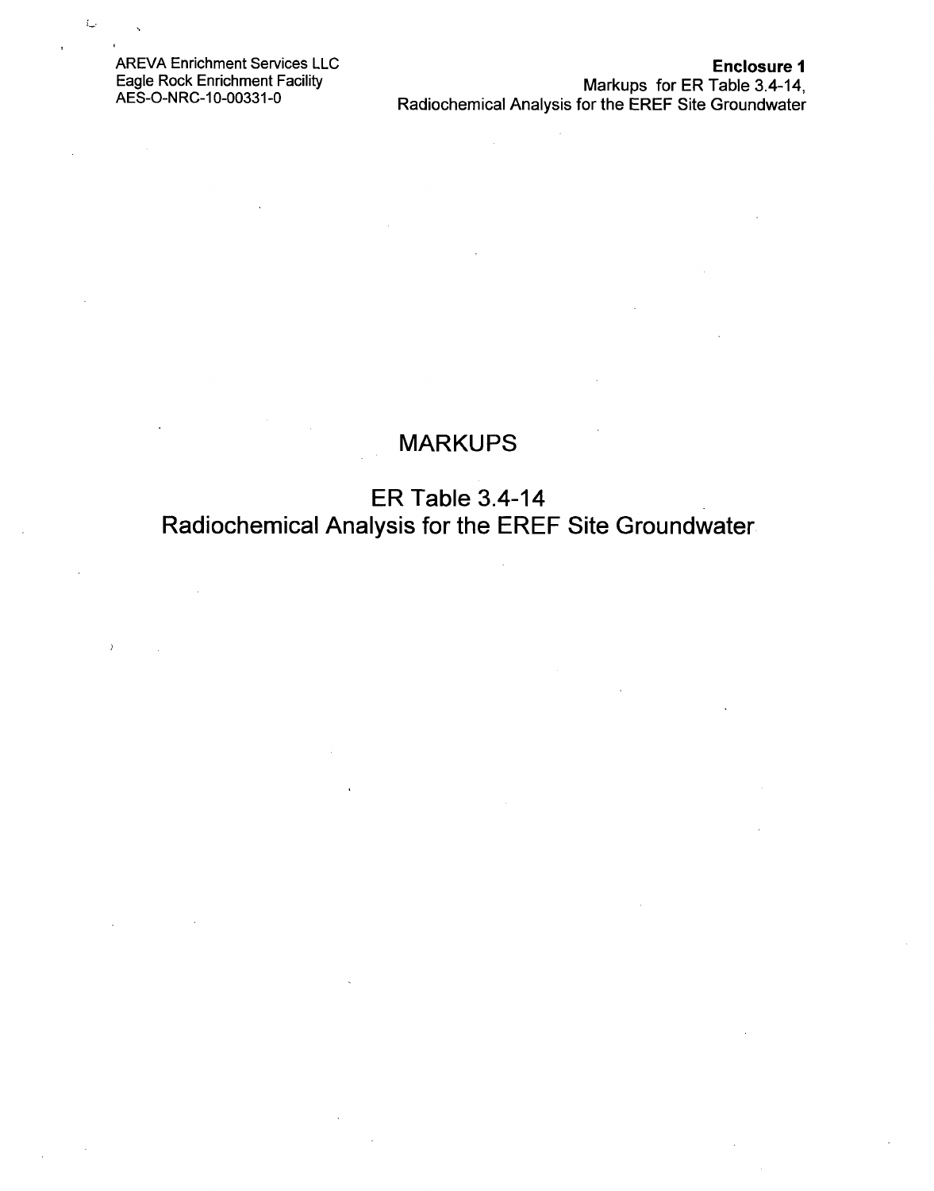# MARKUPS

## ER Table 3.4-14
## Radiochemical Analysis for the EREF Site Groundwater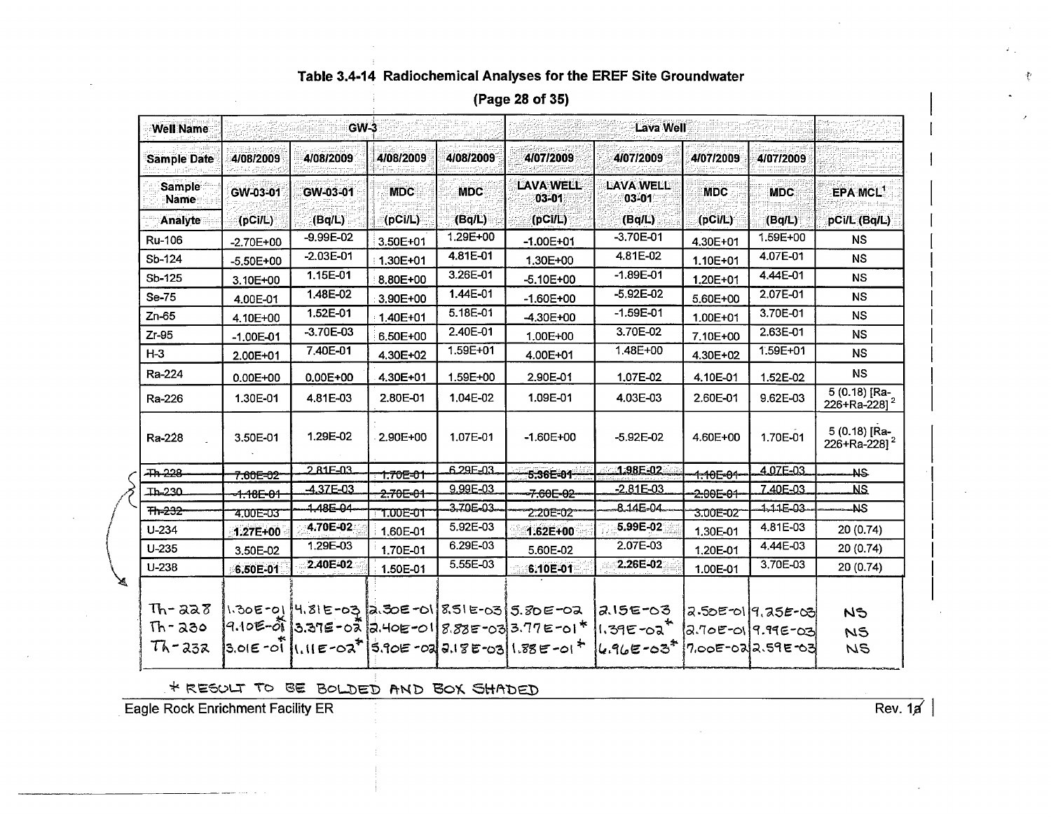## Table 3.4-14 Radiochemical Analyses for the EREF Site Groundwater

**(Page 28 of 35)**

| Well Name | GW-3 | | | | Lava Well | | | | |
|---|---|---|---|---|---|---|---|---|---|
| Sample Date | 4/08/2009 | 4/08/2009 | 4/08/2009 | 4/08/2009 | 4/07/2009 | 4/07/2009 | 4/07/2009 | 4/07/2009 | |
| Sample Name | GW-03-01 | GW-03-01 | MDC | MDC | LAVA WELL 03-01 | LAVA WELL 03-01 | MDC | MDC | EPA MCL[1] |
| Analyte | (pCi/L) | (Bq/L) | (pCi/L) | (Bq/L) | (pCi/L) | (Bq/L) | (pCi/L) | (Bq/L) | pCi/L (Bq/L) |
| Ru-106 | -2.70E+00 | -9.99E-02 | 3.50E+01 | 1.29E+00 | -1.00E+01 | -3.70E-01 | 4.30E+01 | 1.59E+00 | NS |
| Sb-124 | -5.50E+00 | -2.03E-01 | 1.30E+01 | 4.81E-01 | 1.30E+00 | 4.81E-02 | 1.10E+01 | 4.07E-01 | NS |
| Sb-125 | 3.10E+00 | 1.15E-01 | 8.80E+00 | 3.26E-01 | -5.10E+00 | -1.89E-01 | 1.20E+01 | 4.44E-01 | NS |
| Se-75 | 4.00E-01 | 1.48E-02 | 3.90E+00 | 1.44E-01 | -1.60E+00 | -5.92E-02 | 5.60E+00 | 2.07E-01 | NS |
| Zn-65 | 4.10E+00 | 1.52E-01 | 1.40E+01 | 5.18E-01 | -4.30E+00 | -1.59E-01 | 1.00E+01 | 3.70E-01 | NS |
| Zr-95 | -1.00E-01 | -3.70E-03 | 6.50E+00 | 2.40E-01 | 1.00E+00 | 3.70E-02 | 7.10E+00 | 2.63E-01 | NS |
| H-3 | 2.00E+01 | 7.40E-01 | 4.30E+02 | 1.59E+01 | 4.00E+01 | 1.48E+00 | 4.30E+02 | 1.59E+01 | NS |
| Ra-224 | 0.00E+00 | 0.00E+00 | 4.30E+01 | 1.59E+00 | 2.90E-01 | 1.07E-02 | 4.10E-01 | 1.52E-02 | NS |
| Ra-226 | 1.30E-01 | 4.81E-03 | 2.80E-01 | 1.04E-02 | 1.09E-01 | 4.03E-03 | 2.60E-01 | 9.62E-03 | 5 (0.18) [Ra-226+Ra-228][2] |
| Ra-228 | 3.50E-01 | 1.29E-02 | 2.90E+00 | 1.07E-01 | -1.60E+00 | -5.92E-02 | 4.60E+00 | 1.70E-01 | 5 (0.18) [Ra-226+Ra-228][2] |
| ~~Th-228~~ | ~~7.60E-02~~ | ~~2.81E-03~~ | ~~1.70E-01~~ | ~~6.29E-03~~ | ~~5.36E-01~~ | ~~1.98E-02~~ | ~~1.10E-01~~ | ~~4.07E-03~~ | ~~NS~~ |
| ~~Th-230~~ | ~~-1.18E-01~~ | ~~-4.37E-03~~ | ~~2.70E-01~~ | ~~9.99E-03~~ | ~~-7.60E-02~~ | ~~-2.81E-03~~ | ~~2.00E-01~~ | ~~7.40E-03~~ | ~~NS~~ |
| ~~Th-232~~ | ~~4.00E-03~~ | ~~1.48E-04~~ | ~~1.00E-01~~ | ~~3.70E-03~~ | ~~2.20E-02~~ | ~~8.14E-04~~ | ~~3.00E-02~~ | ~~1.11E-03~~ | ~~NS~~ |
| U-234 | **1.27E+00** | **4.70E-02** | 1.60E-01 | 5.92E-03 | **1.62E+00** | **5.99E-02** | 1.30E-01 | 4.81E-03 | 20 (0.74) |
| U-235 | 3.50E-02 | 1.29E-03 | 1.70E-01 | 6.29E-03 | 5.60E-02 | 2.07E-03 | 1.20E-01 | 4.44E-03 | 20 (0.74) |
| U-238 | **6.50E-01** | **2.40E-02** | 1.50E-01 | 5.55E-03 | **6.10E-01** | **2.26E-02** | 1.00E-01 | 3.70E-03 | 20 (0.74) |
| Th-228 | 1.30E-01 | 4.81E-03 | 2.30E-01 | 8.51E-03 | 5.80E-02 | 2.15E-03 | 2.50E-01 | 9.25E-03 | NS |
| Th-230 | 9.10E-01* | 3.37E-02* | 2.40E-01 | 8.88E-03 | 3.77E-01* | 1.39E-02* | 2.70E-01 | 9.99E-03 | NS |
| Th-232 | 3.01E-01* | 1.11E-02* | 5.90E-02 | 2.18E-03 | 1.88E-01* | 6.96E-03* | 7.00E-02 | 2.59E-03 | NS |

* RESULT TO BE BOLDED AND BOX SHADED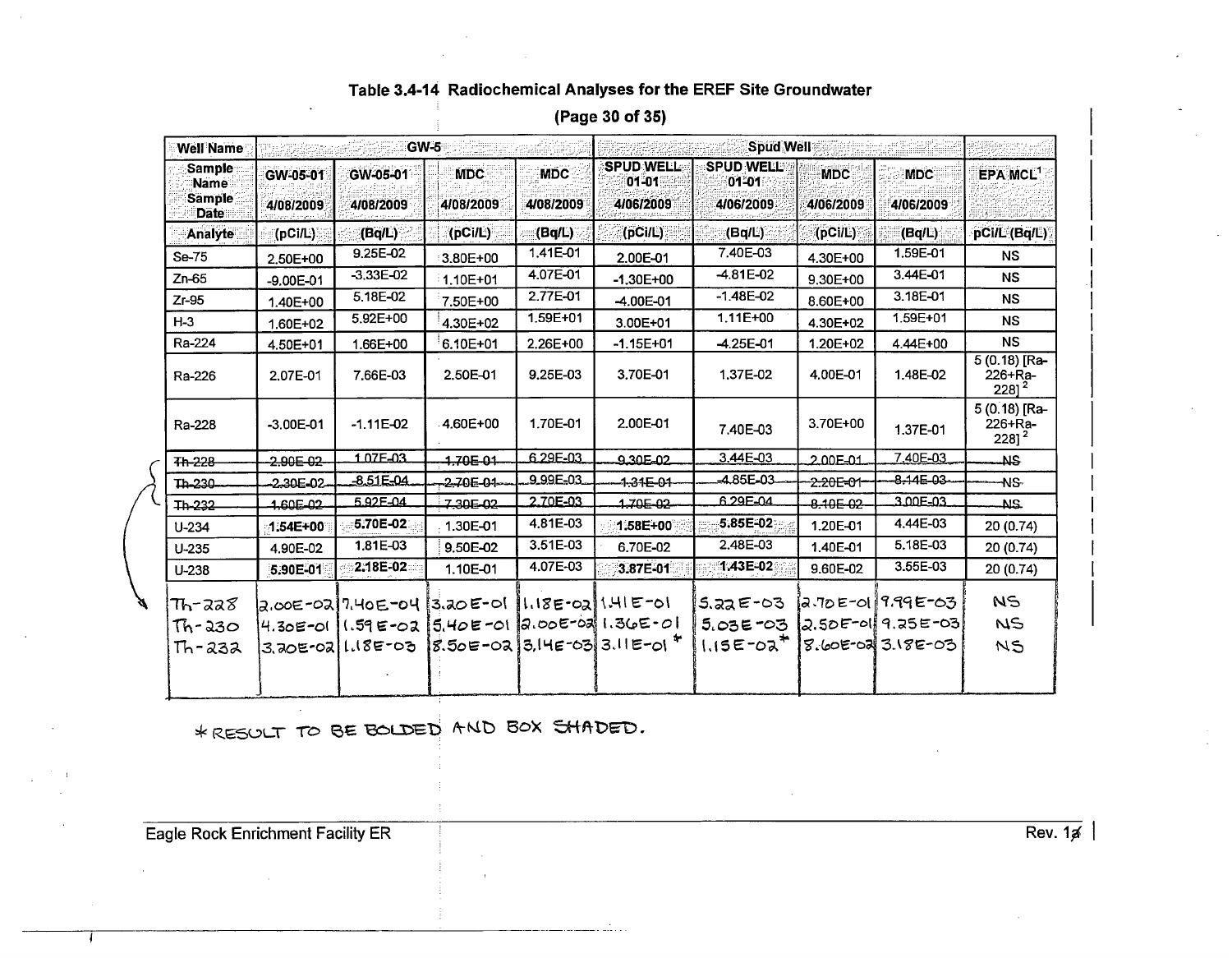# Table 3.4-14 Radiochemical Analyses for the EREF Site Groundwater

**(Page 30 of 35)**

| Well Name | GW-5 | | | | Spud Well | | | | |
|---|---|---|---|---|---|---|---|---|---|
| Sample Name | GW-05-01 | GW-05-01 | MDC | MDC | SPUD WELL 01-01 | SPUD WELL 01-01 | MDC | MDC | EPA MCL[1] |
| Sample Date | 4/08/2009 | 4/08/2009 | 4/08/2009 | 4/08/2009 | 4/06/2009 | 4/06/2009 | 4/06/2009 | 4/06/2009 | |
| Analyte | (pCi/L) | (Bq/L) | (pCi/L) | (Bq/L) | (pCi/L) | (Bq/L) | (pCi/L) | (Bq/L) | pCi/L (Bq/L) |
| Se-75 | 2.50E+00 | 9.25E-02 | 3.80E+00 | 1.41E-01 | 2.00E-01 | 7.40E-03 | 4.30E+00 | 1.59E-01 | NS |
| Zn-65 | -9.00E-01 | -3.33E-02 | 1.10E+01 | 4.07E-01 | -1.30E+00 | -4.81E-02 | 9.30E+00 | 3.44E-01 | NS |
| Zr-95 | 1.40E+00 | 5.18E-02 | 7.50E+00 | 2.77E-01 | -4.00E-01 | -1.48E-02 | 8.60E+00 | 3.18E-01 | NS |
| H-3 | 1.60E+02 | 5.92E+00 | 4.30E+02 | 1.59E+01 | 3.00E+01 | 1.11E+00 | 4.30E+02 | 1.59E+01 | NS |
| Ra-224 | 4.50E+01 | 1.66E+00 | 6.10E+01 | 2.26E+00 | -1.15E+01 | -4.25E-01 | 1.20E+02 | 4.44E+00 | NS |
| Ra-226 | 2.07E-01 | 7.66E-03 | 2.50E-01 | 9.25E-03 | 3.70E-01 | 1.37E-02 | 4.00E-01 | 1.48E-02 | 5 (0.18) [Ra-226+Ra-228][2] |
| Ra-228 | -3.00E-01 | -1.11E-02 | 4.60E+00 | 1.70E-01 | 2.00E-01 | 7.40E-03 | 3.70E+00 | 1.37E-01 | 5 (0.18) [Ra-226+Ra-228][2] |
| ~~Th-228~~ | ~~2.90E-02~~ | ~~1.07E-03~~ | ~~1.70E-01~~ | ~~6.29E-03~~ | ~~9.30E-02~~ | ~~3.44E-03~~ | ~~2.00E-01~~ | ~~7.40E-03~~ | ~~NS~~ |
| ~~Th-230~~ | ~~-2.30E-02~~ | ~~-8.51E-04~~ | ~~2.70E-01~~ | ~~9.99E-03~~ | ~~-1.31E-01~~ | ~~-4.85E-03~~ | ~~2.20E-01~~ | ~~8.14E-03~~ | ~~NS~~ |
| ~~Th-232~~ | ~~1.60E-02~~ | ~~5.92E-04~~ | ~~7.30E-02~~ | ~~2.70E-03~~ | ~~1.70E-02~~ | ~~6.29E-04~~ | ~~8.10E-02~~ | ~~3.00E-03~~ | ~~NS~~ |
| U-234 | **1.54E+00** | **5.70E-02** | 1.30E-01 | 4.81E-03 | **1.58E+00** | **5.85E-02** | 1.20E-01 | 4.44E-03 | 20 (0.74) |
| U-235 | 4.90E-02 | 1.81E-03 | 9.50E-02 | 3.51E-03 | 6.70E-02 | 2.48E-03 | 1.40E-01 | 5.18E-03 | 20 (0.74) |
| U-238 | **5.90E-01** | **2.18E-02** | 1.10E-01 | 4.07E-03 | **3.87E-01** | **1.43E-02** | 9.60E-02 | 3.55E-03 | 20 (0.74) |
| Th-228 | 2.00E-02 | 7.40E-04 | 3.20E-01 | 1.18E-02 | 1.41E-01 | 5.22E-03 | 2.70E-01 | 9.99E-03 | NS |
| Th-230 | 4.30E-01 | 1.59E-02 | 5.40E-01 | 2.00E-02 | 1.36E-01 | 5.03E-03 | 2.50E-01 | 9.25E-03 | NS |
| Th-232 | 3.20E-02 | 1.18E-03 | 8.50E-02 | 3.14E-03 | 3.11E-01 * | 1.15E-02 * | 8.60E-02 | 3.18E-03 | NS |

* RESULT TO BE BOLDED AND BOX SHADED.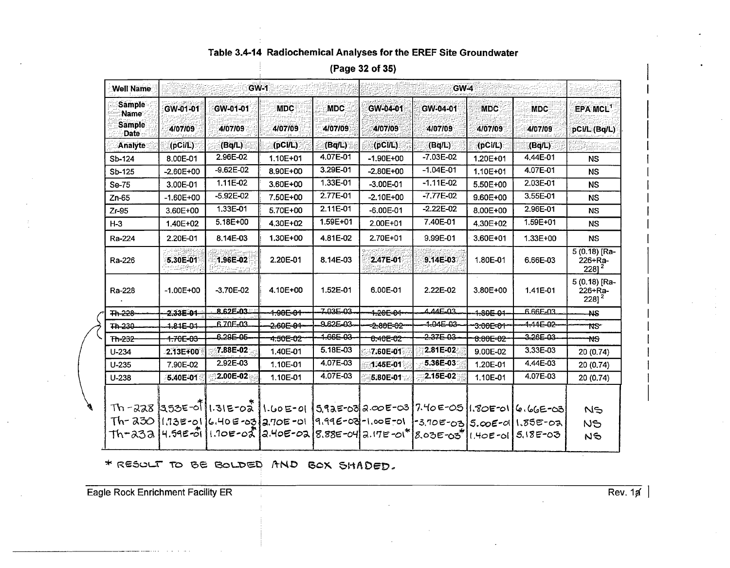### Table 3.4-14 Radiochemical Analyses for the EREF Site Groundwater

**(Page 32 of 35)**

| Well Name | GW-1 | | | | GW-4 | | | | |
|---|---|---|---|---|---|---|---|---|---|
| Sample Name | GW-01-01 | GW-01-01 | MDC | MDC | GW-04-01 | GW-04-01 | MDC | MDC | EPA MCL[1] |
| Sample Date | 4/07/09 | 4/07/09 | 4/07/09 | 4/07/09 | 4/07/09 | 4/07/09 | 4/07/09 | 4/07/09 | pCi/L (Bq/L) |
| Analyte | (pCi/L) | (Bq/L) | (pCi/L) | (Bq/L) | (pCi/L) | (Bq/L) | (pCi/L) | (Bq/L) | |
| Sb-124 | 8.00E-01 | 2.96E-02 | 1.10E+01 | 4.07E-01 | -1.90E+00 | -7.03E-02 | 1.20E+01 | 4.44E-01 | NS |
| Sb-125 | -2.60E+00 | -9.62E-02 | 8.90E+00 | 3.29E-01 | -2.80E+00 | -1.04E-01 | 1.10E+01 | 4.07E-01 | NS |
| Se-75 | 3.00E-01 | 1.11E-02 | 3.60E+00 | 1.33E-01 | -3.00E-01 | -1.11E-02 | 5.50E+00 | 2.03E-01 | NS |
| Zn-65 | -1.60E+00 | -5.92E-02 | 7.50E+00 | 2.77E-01 | -2.10E+00 | -7.77E-02 | 9.60E+00 | 3.55E-01 | NS |
| Zr-95 | 3.60E+00 | 1.33E-01 | 5.70E+00 | 2.11E-01 | -6.00E-01 | -2.22E-02 | 8.00E+00 | 2.96E-01 | NS |
| H-3 | 1.40E+02 | 5.18E+00 | 4.30E+02 | 1.59E+01 | 2.00E+01 | 7.40E-01 | 4.30E+02 | 1.59E+01 | NS |
| Ra-224 | 2.20E-01 | 8.14E-03 | 1.30E+00 | 4.81E-02 | 2.70E+01 | 9.99E-01 | 3.60E+01 | 1.33E+00 | NS |
| Ra-226 | **5.30E-01** | **1.96E-02** | 2.20E-01 | 8.14E-03 | **2.47E-01** | **9.14E-03** | 1.80E-01 | 6.66E-03 | 5 (0.18) [Ra-226+Ra-228][2] |
| Ra-228 | -1.00E+00 | -3.70E-02 | 4.10E+00 | 1.52E-01 | 6.00E-01 | 2.22E-02 | 3.80E+00 | 1.41E-01 | 5 (0.18) [Ra-226+Ra-228][2] |
| ~~Th-228~~ | ~~2.33E-01~~ | ~~8.62E-03~~ | ~~1.90E-01~~ | ~~7.03E-03~~ | ~~1.20E-01~~ | ~~4.44E-03~~ | ~~1.80E-01~~ | ~~6.66E-03~~ | ~~NS~~ |
| ~~Th-230~~ | ~~1.81E-01~~ | ~~6.70E-03~~ | ~~2.60E-01~~ | ~~9.62E-03~~ | ~~-2.80E-02~~ | ~~-1.04E-03~~ | ~~3.00E-01~~ | ~~1.11E-02~~ | ~~NS~~ |
| ~~Th-232~~ | ~~1.70E-03~~ | ~~6.29E-05~~ | ~~4.50E-02~~ | ~~1.66E-03~~ | ~~6.40E-02~~ | ~~2.37E-03~~ | ~~8.80E-02~~ | ~~3.26E-03~~ | ~~NS~~ |
| U-234 | **2.13E+00** | **7.88E-02** | 1.40E-01 | 5.18E-03 | **7.60E-01** | **2.81E-02** | 9.00E-02 | 3.33E-03 | 20 (0.74) |
| U-235 | 7.90E-02 | 2.92E-03 | 1.10E-01 | 4.07E-03 | **1.45E-01** | **5.36E-03** | 1.20E-01 | 4.44E-03 | 20 (0.74) |
| U-238 | **5.40E-01** | **2.00E-02** | 1.10E-01 | 4.07E-03 | **5.80E-01** | **2.15E-02** | 1.10E-01 | 4.07E-03 | 20 (0.74) |
| Th-228 | 3.53E-01* | 1.31E-02* | 1.60E-01 | 5.92E-03 | 2.00E-03 | 7.40E-05 | 1.80E-01 | 6.66E-03 | NS |
| Th-230 | 1.73E-01 | 6.40E-03 | 2.70E-01 | 9.99E-03 | -1.00E-01 | -3.70E-03 | 5.00E-01 | 1.85E-02 | NS |
| Th-232 | 4.59E-01* | 1.70E-02* | 2.40E-02 | 8.88E-04 | 2.17E-01* | 8.03E-03* | 1.40E-01 | 5.18E-03 | NS |

\* RESULT TO BE BOLDED AND BOX SHADED.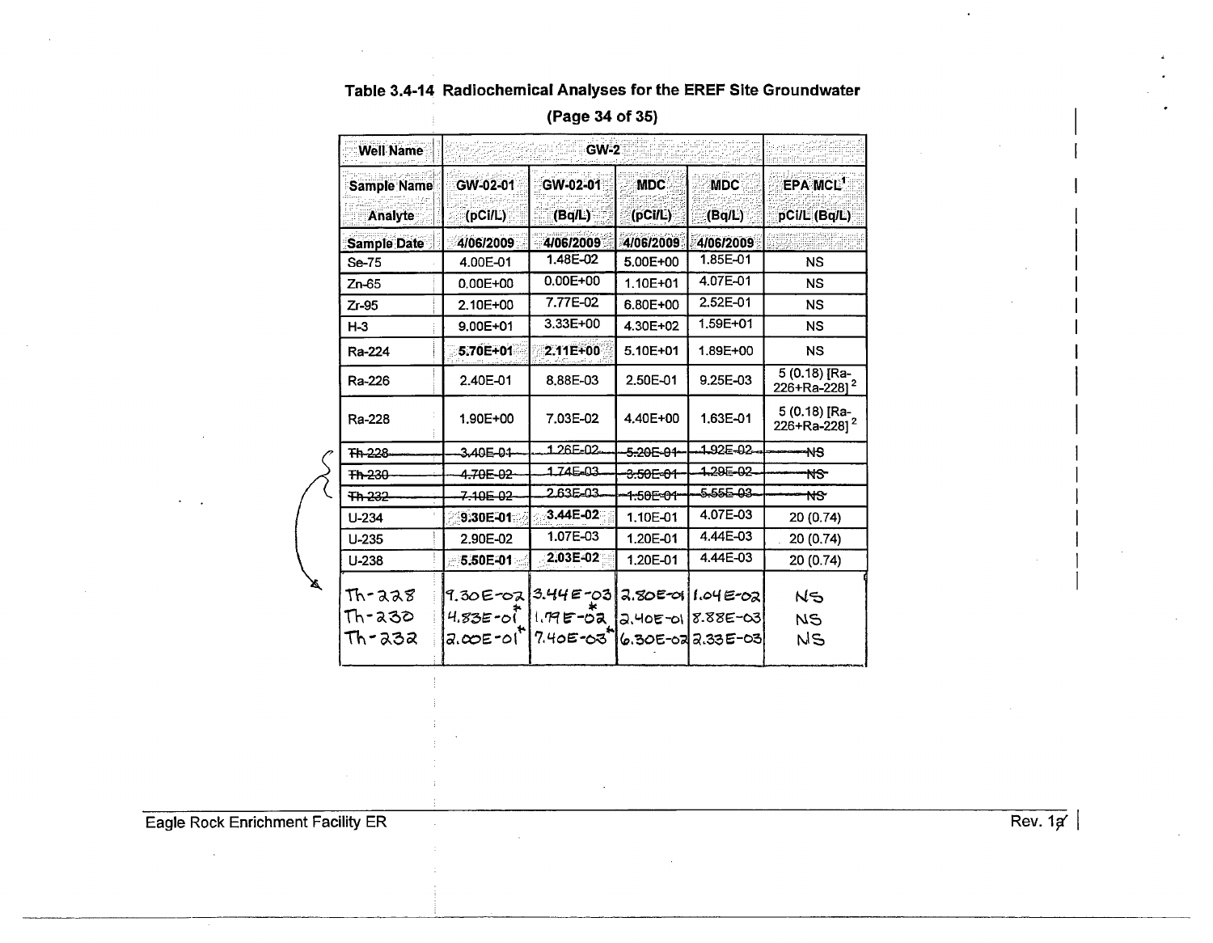## Table 3.4-14 Radiochemical Analyses for the EREF Site Groundwater

(Page 34 of 35)

| Well Name | GW-2 | | | | |
|---|---|---|---|---|---|
| **Sample Name / Analyte** | **GW-02-01 (pCi/L)** | **GW-02-01 (Bq/L)** | **MDC (pCi/L)** | **MDC (Bq/L)** | **EPA MCL[1] pCi/L (Bq/L)** |
| **Sample Date** | **4/06/2009** | **4/06/2009** | **4/06/2009** | **4/06/2009** | |
| Se-75 | 4.00E-01 | 1.48E-02 | 5.00E+00 | 1.85E-01 | NS |
| Zn-65 | 0.00E+00 | 0.00E+00 | 1.10E+01 | 4.07E-01 | NS |
| Zr-95 | 2.10E+00 | 7.77E-02 | 6.80E+00 | 2.52E-01 | NS |
| H-3 | 9.00E+01 | 3.33E+00 | 4.30E+02 | 1.59E+01 | NS |
| Ra-224 | **5.70E+01** | **2.11E+00** | 5.10E+01 | 1.89E+00 | NS |
| Ra-226 | 2.40E-01 | 8.88E-03 | 2.50E-01 | 9.25E-03 | 5 (0.18) [Ra-226+Ra-228][2] |
| Ra-228 | 1.90E+00 | 7.03E-02 | 4.40E+00 | 1.63E-01 | 5 (0.18) [Ra-226+Ra-228][2] |
| ~~Th-228~~ | ~~3.40E-01~~ | ~~1.26E-02~~ | ~~5.20E-01~~ | ~~1.92E-02~~ | ~~NS~~ |
| ~~Th-230~~ | ~~4.70E-02~~ | ~~1.74E-03~~ | ~~3.50E-01~~ | ~~1.29E-02~~ | ~~NS~~ |
| ~~Th-232~~ | ~~7.10E-02~~ | ~~2.63E-03~~ | ~~1.50E-01~~ | ~~5.55E-03~~ | ~~NS~~ |
| U-234 | **9.30E-01** | **3.44E-02** | 1.10E-01 | 4.07E-03 | 20 (0.74) |
| U-235 | 2.90E-02 | 1.07E-03 | 1.20E-01 | 4.44E-03 | 20 (0.74) |
| U-238 | **5.50E-01** | **2.03E-02** | 1.20E-01 | 4.44E-03 | 20 (0.74) |
| Th-228 | 9.30E-02 | 3.44E-03 | 2.80E-01 | 1.04E-02 | NS |
| Th-230 | 4.83E-01* | 1.79E-02* | 2.40E-01 | 8.88E-03 | NS |
| Th-232 | 2.00E-01* | 7.40E-03* | 6.30E-02 | 2.33E-03 | NS |